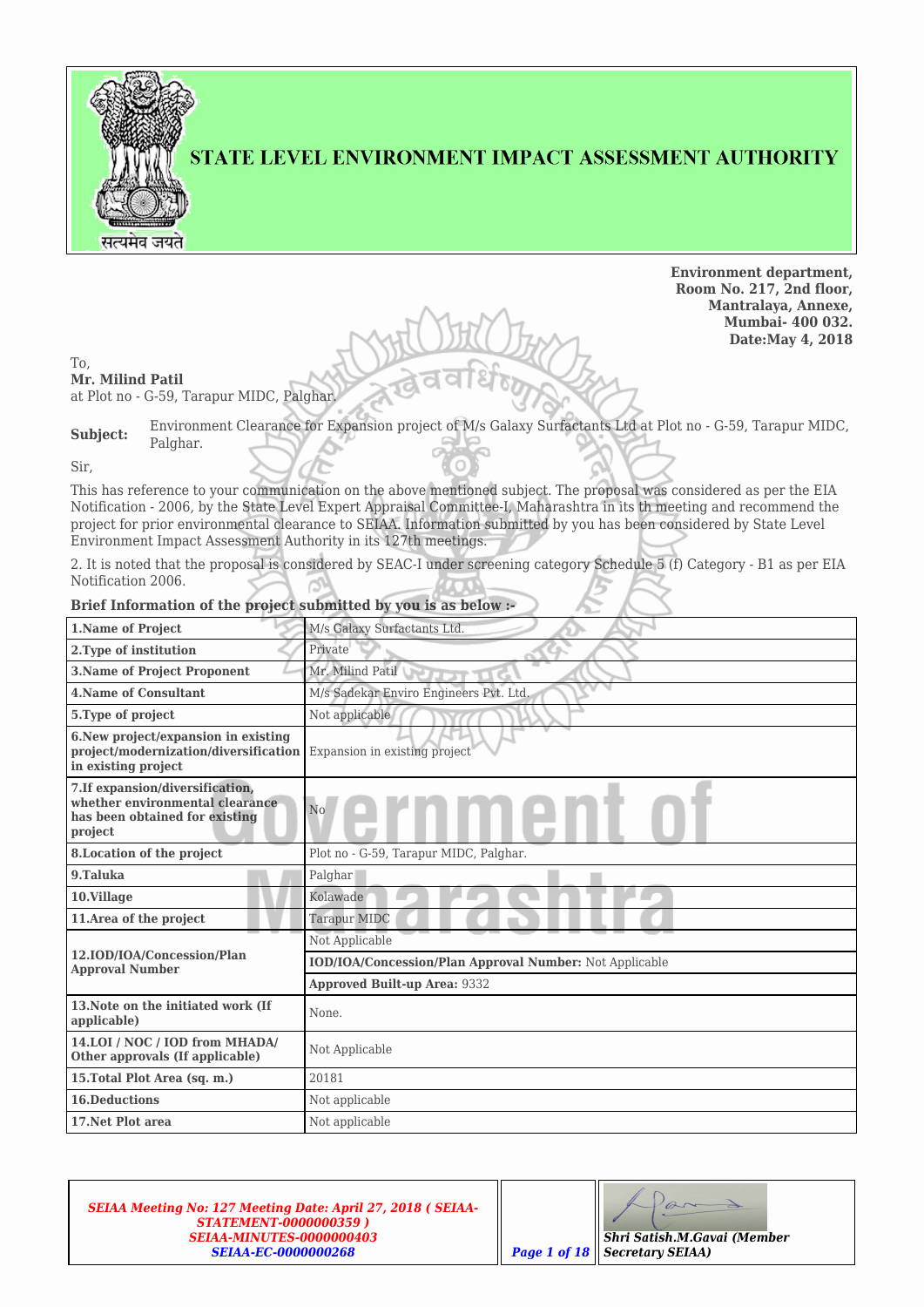# STATE LEVEL ENVIRONMENT IMPACT ASSESSMENT AUTHORITY

**Environment department,**
**Room No. 217, 2nd floor,**
**Mantralaya, Annexe,**
**Mumbai- 400 032.**
**Date:May 4, 2018**

To,
**Mr. Milind Patil**
at Plot no - G-59, Tarapur MIDC, Palghar.

**Subject:** Environment Clearance for Expansion project of M/s Galaxy Surfactants Ltd at Plot no - G-59, Tarapur MIDC, Palghar.

Sir,

This has reference to your communication on the above mentioned subject. The proposal was considered as per the EIA Notification - 2006, by the State Level Expert Appraisal Committee-I, Maharashtra in its th meeting and recommend the project for prior environmental clearance to SEIAA. Information submitted by you has been considered by State Level Environment Impact Assessment Authority in its 127th meetings.

2. It is noted that the proposal is considered by SEAC-I under screening category Schedule 5 (f) Category - B1 as per EIA Notification 2006.

**Brief Information of the project submitted by you is as below :-**

| | |
|---|---|
| **1.Name of Project** | M/s Galaxy Surfactants Ltd. |
| **2.Type of institution** | Private |
| **3.Name of Project Proponent** | Mr. Milind Patil |
| **4.Name of Consultant** | M/s Sadekar Enviro Engineers Pvt. Ltd. |
| **5.Type of project** | Not applicable |
| **6.New project/expansion in existing project/modernization/diversification in existing project** | Expansion in existing project |
| **7.If expansion/diversification, whether environmental clearance has been obtained for existing project** | No |
| **8.Location of the project** | Plot no - G-59, Tarapur MIDC, Palghar. |
| **9.Taluka** | Palghar |
| **10.Village** | Kolawade |
| **11.Area of the project** | Tarapur MIDC |
| **12.IOD/IOA/Concession/Plan Approval Number** | Not Applicable<br>**IOD/IOA/Concession/Plan Approval Number:** Not Applicable<br>**Approved Built-up Area:** 9332 |
| **13.Note on the initiated work (If applicable)** | None. |
| **14.LOI / NOC / IOD from MHADA/ Other approvals (If applicable)** | Not Applicable |
| **15.Total Plot Area (sq. m.)** | 20181 |
| **16.Deductions** | Not applicable |
| **17.Net Plot area** | Not applicable |

*SEIAA Meeting No: 127 Meeting Date: April 27, 2018 ( SEIAA-STATEMENT-0000000359 ) SEIAA-MINUTES-0000000403 SEIAA-EC-0000000268*

*Shri Satish.M.Gavai (Member Secretary SEIAA)*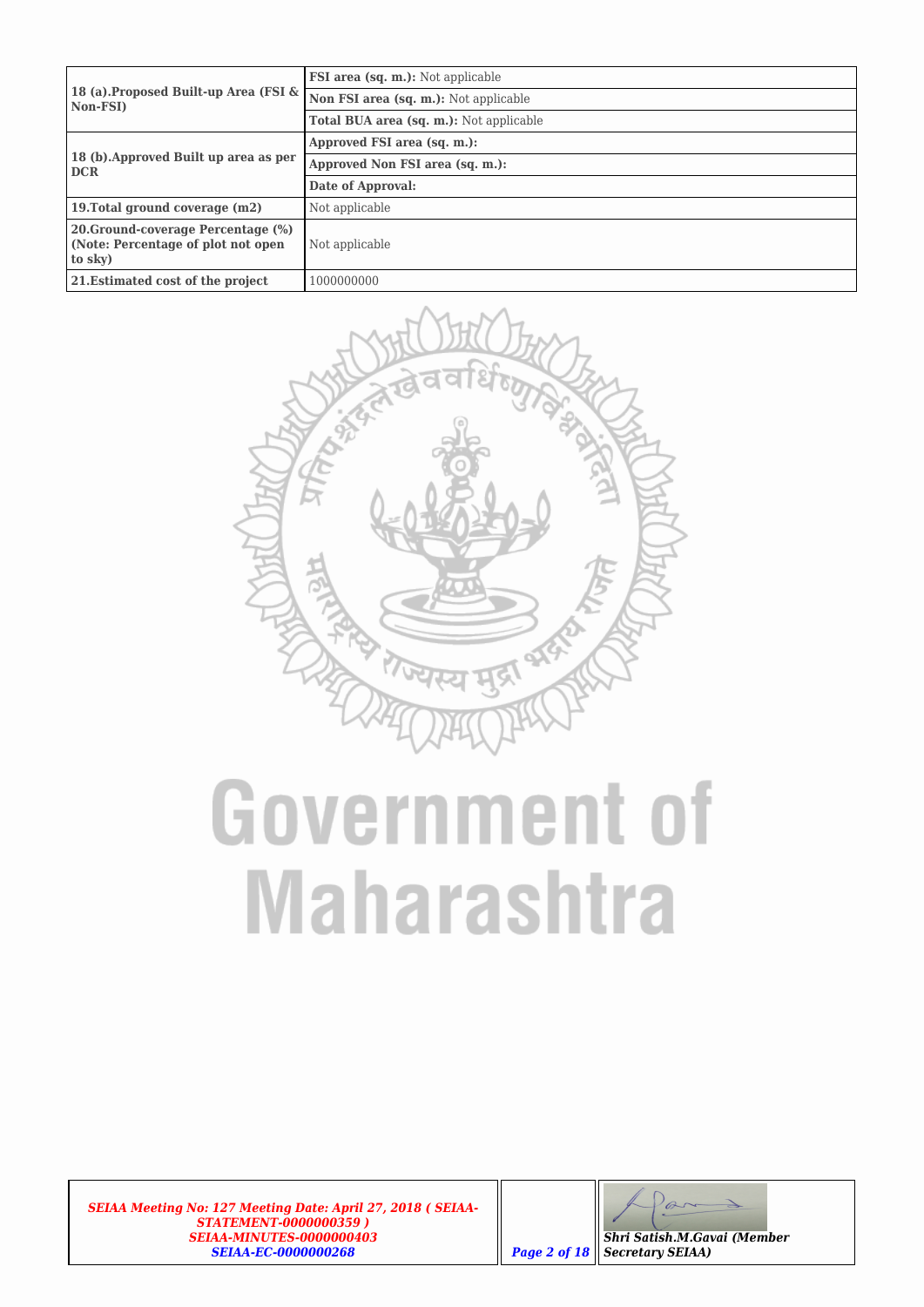| | |
|---|---|
| **18 (a).Proposed Built-up Area (FSI & Non-FSI)** | **FSI area (sq. m.):** Not applicable |
| | **Non FSI area (sq. m.):** Not applicable |
| | **Total BUA area (sq. m.):** Not applicable |
| **18 (b).Approved Built up area as per DCR** | **Approved FSI area (sq. m.):** |
| | **Approved Non FSI area (sq. m.):** |
| | **Date of Approval:** |
| **19.Total ground coverage (m2)** | Not applicable |
| **20.Ground-coverage Percentage (%) (Note: Percentage of plot not open to sky)** | Not applicable |
| **21.Estimated cost of the project** | 1000000000 |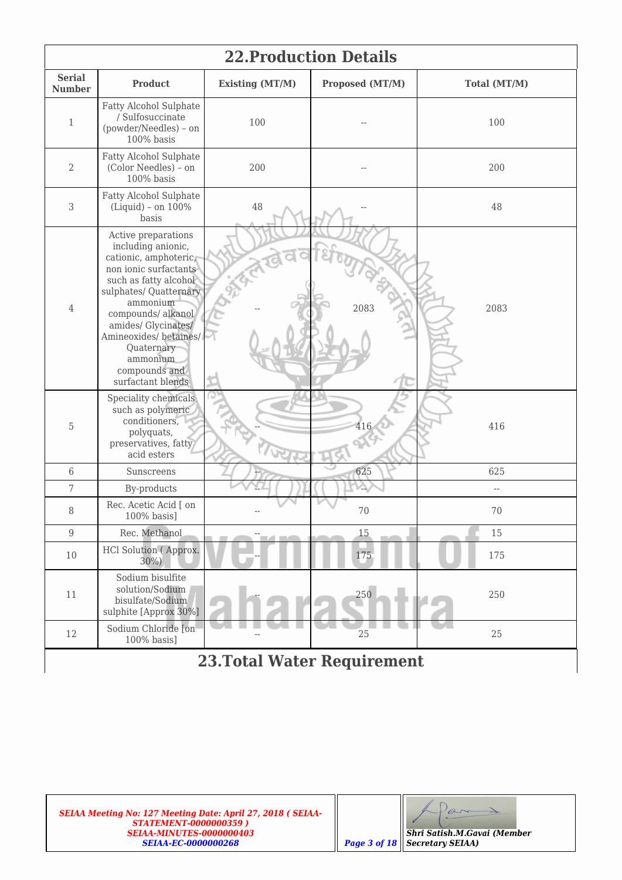## 22.Production Details

| Serial Number | Product | Existing (MT/M) | Proposed (MT/M) | Total (MT/M) |
|---|---|---|---|---|
| 1 | Fatty Alcohol Sulphate / Sulfosuccinate (powder/Needles) – on 100% basis | 100 | -- | 100 |
| 2 | Fatty Alcohol Sulphate (Color Needles) – on 100% basis | 200 | -- | 200 |
| 3 | Fatty Alcohol Sulphate (Liquid) – on 100% basis | 48 | -- | 48 |
| 4 | Active preparations including anionic, cationic, amphoteric, non ionic surfactants such as fatty alcohol sulphates/ Quatternary ammonium compounds/ alkanol amides/ Glycinates/ Amineoxides/ betaines/ Quaternary ammonium compounds and surfactant blends | -- | 2083 | 2083 |
| 5 | Speciality chemicals such as polymeric conditioners, polyquats, preservatives, fatty acid esters | -- | 416 | 416 |
| 6 | Sunscreens | -- | 625 | 625 |
| 7 | By-products | -- | -- | -- |
| 8 | Rec. Acetic Acid [ on 100% basis] | -- | 70 | 70 |
| 9 | Rec. Methanol | -- | 15 | 15 |
| 10 | HCl Solution ( Approx. 30%) | -- | 175 | 175 |
| 11 | Sodium bisulfite solution/Sodium bisulfate/Sodium sulphite [Approx 30%] | -- | 250 | 250 |
| 12 | Sodium Chloride [on 100% basis] | -- | 25 | 25 |

## 23.Total Water Requirement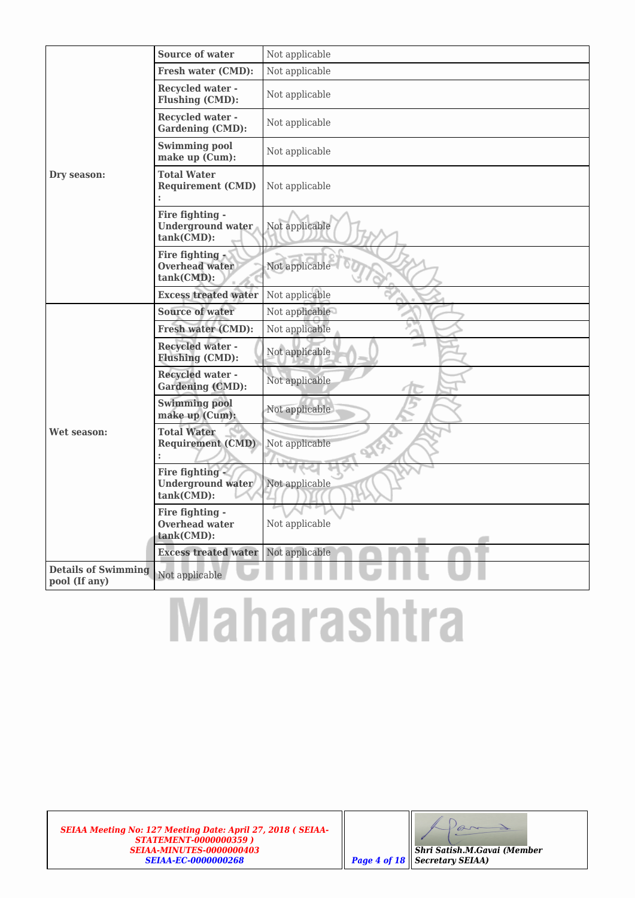| | | |
|---|---|---|
| **Dry season:** | **Source of water** | Not applicable |
| | **Fresh water (CMD):** | Not applicable |
| | **Recycled water - Flushing (CMD):** | Not applicable |
| | **Recycled water - Gardening (CMD):** | Not applicable |
| | **Swimming pool make up (Cum):** | Not applicable |
| | **Total Water Requirement (CMD) :** | Not applicable |
| | **Fire fighting - Underground water tank(CMD):** | Not applicable |
| | **Fire fighting - Overhead water tank(CMD):** | Not applicable |
| | **Excess treated water** | Not applicable |
| **Wet season:** | **Source of water** | Not applicable |
| | **Fresh water (CMD):** | Not applicable |
| | **Recycled water - Flushing (CMD):** | Not applicable |
| | **Recycled water - Gardening (CMD):** | Not applicable |
| | **Swimming pool make up (Cum):** | Not applicable |
| | **Total Water Requirement (CMD) :** | Not applicable |
| | **Fire fighting - Underground water tank(CMD):** | Not applicable |
| | **Fire fighting - Overhead water tank(CMD):** | Not applicable |
| | **Excess treated water** | Not applicable |
| **Details of Swimming pool (If any)** | Not applicable | |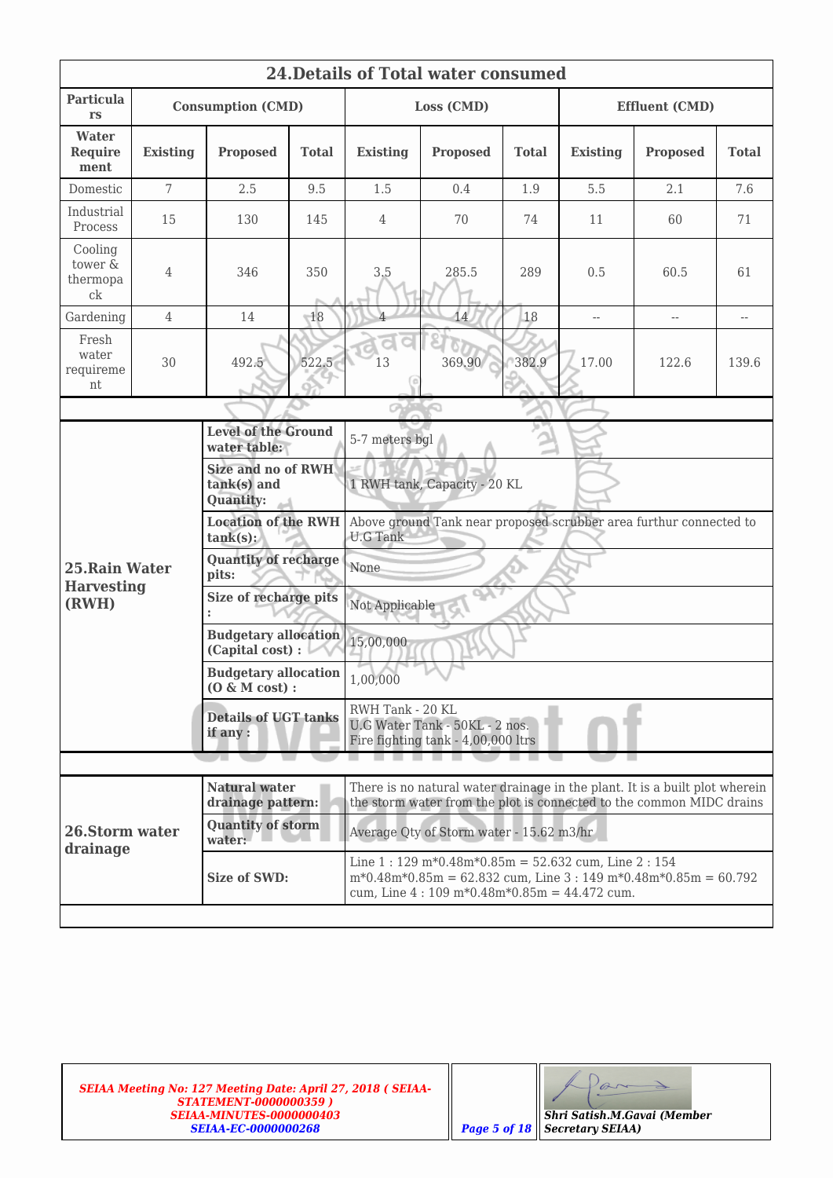## 24.Details of Total water consumed

| Particulars | Consumption (CMD) | | | Loss (CMD) | | | Effluent (CMD) | | |
|---|---|---|---|---|---|---|---|---|---|
| Water Requirement | Existing | Proposed | Total | Existing | Proposed | Total | Existing | Proposed | Total |
| Domestic | 7 | 2.5 | 9.5 | 1.5 | 0.4 | 1.9 | 5.5 | 2.1 | 7.6 |
| Industrial Process | 15 | 130 | 145 | 4 | 70 | 74 | 11 | 60 | 71 |
| Cooling tower & thermopack | 4 | 346 | 350 | 3.5 | 285.5 | 289 | 0.5 | 60.5 | 61 |
| Gardening | 4 | 14 | 18 | 4 | 14 | 18 | -- | -- | -- |
| Fresh water requirement | 30 | 492.5 | 522.5 | 13 | 369.90 | 382.9 | 17.00 | 122.6 | 139.6 |

| 25.Rain Water Harvesting (RWH) | | |
|---|---|---|
| | **Level of the Ground water table:** | 5-7 meters bgl |
| | **Size and no of RWH tank(s) and Quantity:** | 1 RWH tank, Capacity - 20 KL |
| | **Location of the RWH tank(s):** | Above ground Tank near proposed scrubber area furthur connected to U.G Tank |
| | **Quantity of recharge pits:** | None |
| | **Size of recharge pits :** | Not Applicable |
| | **Budgetary allocation (Capital cost) :** | 15,00,000 |
| | **Budgetary allocation (O & M cost) :** | 1,00,000 |
| | **Details of UGT tanks if any :** | RWH Tank - 20 KL<br>U.G Water Tank - 50KL - 2 nos.<br>Fire fighting tank - 4,00,000 ltrs |

| 26.Storm water drainage | | |
|---|---|---|
| | **Natural water drainage pattern:** | There is no natural water drainage in the plant. It is a built plot wherein the storm water from the plot is connected to the common MIDC drains |
| | **Quantity of storm water:** | Average Qty of Storm water - 15.62 m3/hr |
| | **Size of SWD:** | Line 1 : 129 m*0.48m*0.85m = 52.632 cum, Line 2 : 154 m*0.48m*0.85m = 62.832 cum, Line 3 : 149 m*0.48m*0.85m = 60.792 cum, Line 4 : 109 m*0.48m*0.85m = 44.472 cum. |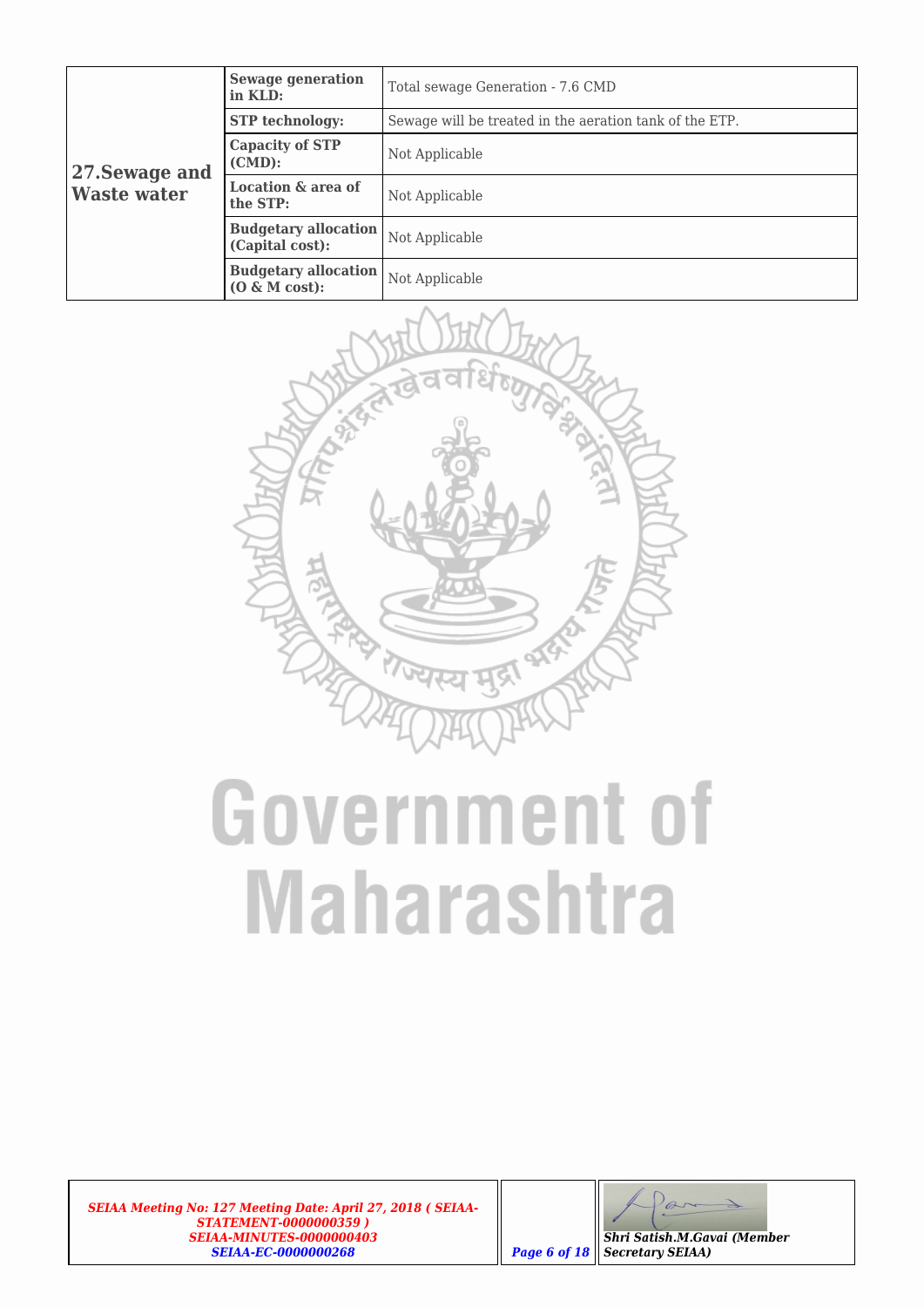| | | |
|---|---|---|
| **27.Sewage and Waste water** | **Sewage generation in KLD:** | Total sewage Generation - 7.6 CMD |
| | **STP technology:** | Sewage will be treated in the aeration tank of the ETP. |
| | **Capacity of STP (CMD):** | Not Applicable |
| | **Location & area of the STP:** | Not Applicable |
| | **Budgetary allocation (Capital cost):** | Not Applicable |
| | **Budgetary allocation (O & M cost):** | Not Applicable |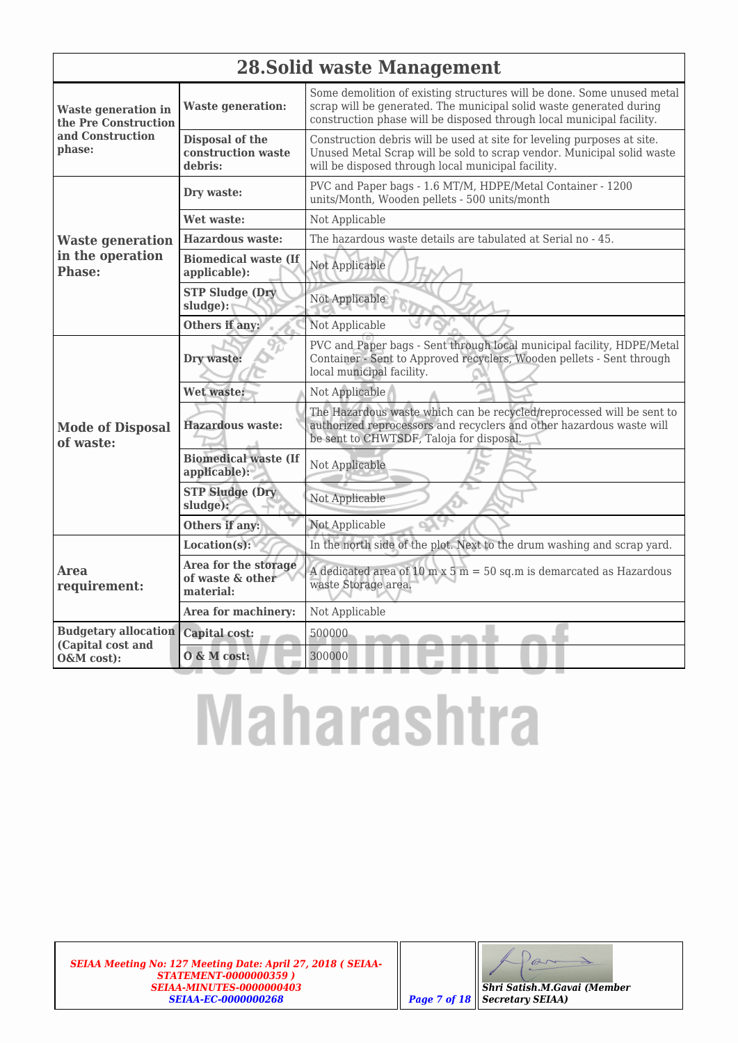## 28.Solid waste Management

| | | |
|---|---|---|
| **Waste generation in the Pre Construction and Construction phase:** | **Waste generation:** | Some demolition of existing structures will be done. Some unused metal scrap will be generated. The municipal solid waste generated during construction phase will be disposed through local municipal facility. |
| | **Disposal of the construction waste debris:** | Construction debris will be used at site for leveling purposes at site. Unused Metal Scrap will be sold to scrap vendor. Municipal solid waste will be disposed through local municipal facility. |
| **Waste generation in the operation Phase:** | **Dry waste:** | PVC and Paper bags - 1.6 MT/M, HDPE/Metal Container - 1200 units/Month, Wooden pellets - 500 units/month |
| | **Wet waste:** | Not Applicable |
| | **Hazardous waste:** | The hazardous waste details are tabulated at Serial no - 45. |
| | **Biomedical waste (If applicable):** | Not Applicable |
| | **STP Sludge (Dry sludge):** | Not Applicable |
| | **Others if any:** | Not Applicable |
| **Mode of Disposal of waste:** | **Dry waste:** | PVC and Paper bags - Sent through local municipal facility, HDPE/Metal Container - Sent to Approved recyclers, Wooden pellets - Sent through local municipal facility. |
| | **Wet waste:** | Not Applicable |
| | **Hazardous waste:** | The Hazardous waste which can be recycled/reprocessed will be sent to authorized reprocessors and recyclers and other hazardous waste will be sent to CHWTSDF, Taloja for disposal. |
| | **Biomedical waste (If applicable):** | Not Applicable |
| | **STP Sludge (Dry sludge):** | Not Applicable |
| | **Others if any:** | Not Applicable |
| **Area requirement:** | **Location(s):** | In the north side of the plot. Next to the drum washing and scrap yard. |
| | **Area for the storage of waste & other material:** | A dedicated area of 10 m x 5 m = 50 sq.m is demarcated as Hazardous waste Storage area. |
| | **Area for machinery:** | Not Applicable |
| **Budgetary allocation (Capital cost and O&M cost):** | **Capital cost:** | 500000 |
| | **O & M cost:** | 300000 |

*SEIAA Meeting No: 127 Meeting Date: April 27, 2018 ( SEIAA-STATEMENT-0000000359 ) SEIAA-MINUTES-0000000403 SEIAA-EC-0000000268*

*Shri Satish.M.Gavai (Member Secretary SEIAA)*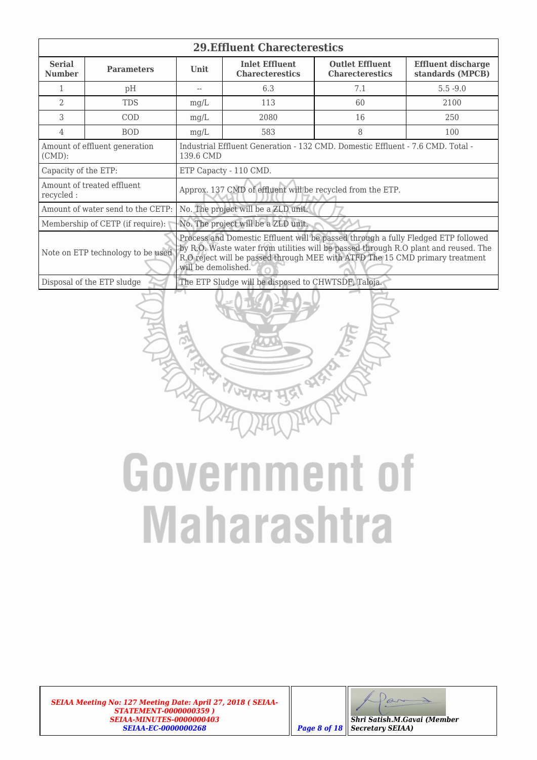## 29.Effluent Charecterestics

| Serial Number | Parameters | Unit | Inlet Effluent Charecterestics | Outlet Effluent Charecterestics | Effluent discharge standards (MPCB) |
|---|---|---|---|---|---|
| 1 | pH | -- | 6.3 | 7.1 | 5.5 -9.0 |
| 2 | TDS | mg/L | 113 | 60 | 2100 |
| 3 | COD | mg/L | 2080 | 16 | 250 |
| 4 | BOD | mg/L | 583 | 8 | 100 |

| | |
|---|---|
| Amount of effluent generation (CMD): | Industrial Effluent Generation - 132 CMD. Domestic Effluent - 7.6 CMD. Total - 139.6 CMD |
| Capacity of the ETP: | ETP Capacty - 110 CMD. |
| Amount of treated effluent recycled : | Approx. 137 CMD of effluent will be recycled from the ETP. |
| Amount of water send to the CETP: | No. The project will be a ZLD unit. |
| Membership of CETP (if require): | No. The project will be a ZLD unit. |
| Note on ETP technology to be used | Process and Domestic Effluent will be passed through a fully Fledged ETP followed by R.O. Waste water from utilities will be passed through R.O plant and reused. The R.O reject will be passed through MEE with ATFD The 15 CMD primary treatment will be demolished. |
| Disposal of the ETP sludge | The ETP Sludge will be disposed to CHWTSDF, Taloja. |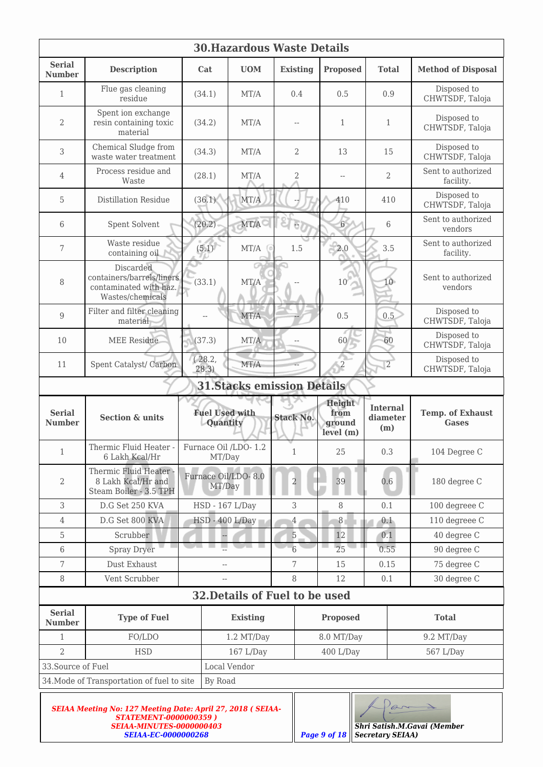## 30.Hazardous Waste Details

| Serial Number | Description | Cat | UOM | Existing | Proposed | Total | Method of Disposal |
|---|---|---|---|---|---|---|---|
| 1 | Flue gas cleaning residue | (34.1) | MT/A | 0.4 | 0.5 | 0.9 | Disposed to CHWTSDF, Taloja |
| 2 | Spent ion exchange resin containing toxic material | (34.2) | MT/A | -- | 1 | 1 | Disposed to CHWTSDF, Taloja |
| 3 | Chemical Sludge from waste water treatment | (34.3) | MT/A | 2 | 13 | 15 | Disposed to CHWTSDF, Taloja |
| 4 | Process residue and Waste | (28.1) | MT/A | 2 | -- | 2 | Sent to authorized facility. |
| 5 | Distillation Residue | (36.1) | MT/A | -- | 410 | 410 | Disposed to CHWTSDF, Taloja |
| 6 | Spent Solvent | (20.2) | MT/A | -- | 6 | 6 | Sent to authorized vendors |
| 7 | Waste residue containing oil | (5.1) | MT/A | 1.5 | 2.0 | 3.5 | Sent to authorized facility. |
| 8 | Discarded containers/barrels/liners contaminated with haz. Wastes/chemicals | (33.1) | MT/A | -- | 10 | 10 | Sent to authorized vendors |
| 9 | Filter and filter cleaning material | -- | MT/A | -- | 0.5 | 0.5 | Disposed to CHWTSDF, Taloja |
| 10 | MEE Residue | (37.3) | MT/A | -- | 60 | 60 | Disposed to CHWTSDF, Taloja |
| 11 | Spent Catalyst/ Carbon | ( 28.2, 28.3) | MT/A | -- | 2 | 2 | Disposed to CHWTSDF, Taloja |

## 31.Stacks emission Details

| Serial Number | Section & units | Fuel Used with Quantity | Stack No. | Height from ground level (m) | Internal diameter (m) | Temp. of Exhaust Gases |
|---|---|---|---|---|---|---|
| 1 | Thermic Fluid Heater - 6 Lakh Kcal/Hr | Furnace Oil /LDO- 1.2 MT/Day | 1 | 25 | 0.3 | 104 Degree C |
| 2 | Thermic Fluid Heater - 8 Lakh Kcal/Hr and Steam Boiler - 3.5 TPH | Furnace Oil/LDO- 8.0 MT/Day | 2 | 39 | 0.6 | 180 degree C |
| 3 | D.G Set 250 KVA | HSD - 167 L/Day | 3 | 8 | 0.1 | 100 degreee C |
| 4 | D.G Set 800 KVA | HSD - 400 L/Day | 4 | 8 | 0.1 | 110 degreee C |
| 5 | Scrubber | -- | 5 | 12 | 0.1 | 40 degree C |
| 6 | Spray Dryer | -- | 6 | 25 | 0.55 | 90 degree C |
| 7 | Dust Exhaust | -- | 7 | 15 | 0.15 | 75 degree C |
| 8 | Vent Scrubber | -- | 8 | 12 | 0.1 | 30 degree C |

## 32.Details of Fuel to be used

| Serial Number | Type of Fuel | Existing | Proposed | Total |
|---|---|---|---|---|
| 1 | FO/LDO | 1.2 MT/Day | 8.0 MT/Day | 9.2 MT/Day |
| 2 | HSD | 167 L/Day | 400 L/Day | 567 L/Day |

| | |
|---|---|
| 33.Source of Fuel | Local Vendor |
| 34.Mode of Transportation of fuel to site | By Road |

*SEIAA Meeting No: 127 Meeting Date: April 27, 2018 ( SEIAA-STATEMENT-0000000359 ) SEIAA-MINUTES-0000000403 SEIAA-EC-0000000268*

*Shri Satish.M.Gavai (Member Secretary SEIAA)*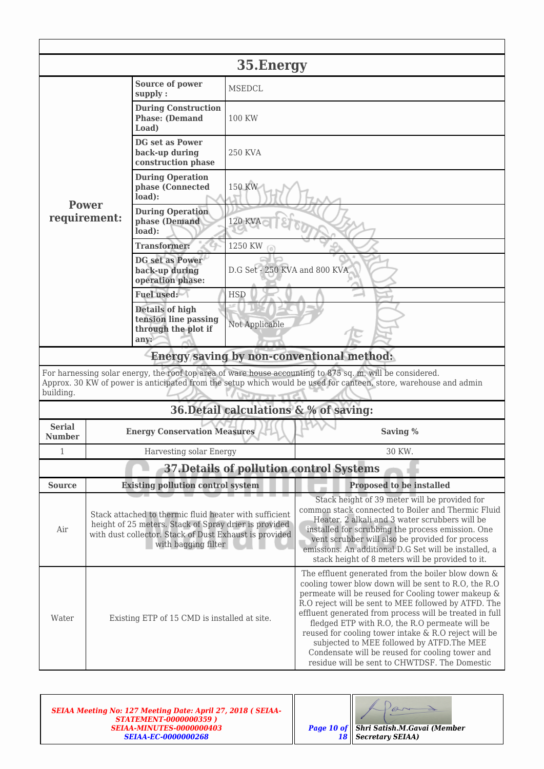## 35.Energy

| Power requirement: | | |
|---|---|---|
| | **Source of power supply :** | MSEDCL |
| | **During Construction Phase: (Demand Load)** | 100 KW |
| | **DG set as Power back-up during construction phase** | 250 KVA |
| | **During Operation phase (Connected load):** | 150 KW |
| | **During Operation phase (Demand load):** | 120 KVA |
| | **Transformer:** | 1250 KW |
| | **DG set as Power back-up during operation phase:** | D.G Set - 250 KVA and 800 KVA |
| | **Fuel used:** | HSD |
| | **Details of high tension line passing through the plot if any:** | Not Applicable |

### Energy saving by non-conventional method:

For harnessing solar energy, the roof top area of ware house accounting to 875 sq. m. will be considered. Approx. 30 KW of power is anticipated from the setup which would be used for canteen, store, warehouse and admin building.

## 36.Detail calculations & % of saving:

| Serial Number | Energy Conservation Measures | Saving % |
|---|---|---|
| 1 | Harvesting solar Energy | 30 KW. |

## 37.Details of pollution control Systems

| Source | Existing pollution control system | Proposed to be installed |
|---|---|---|
| Air | Stack attached to thermic fluid heater with sufficient height of 25 meters. Stack of Spray drier is provided with dust collector. Stack of Dust Exhaust is provided with bagging filter | Stack height of 39 meter will be provided for common stack connected to Boiler and Thermic Fluid Heater. 2 alkali and 3 water scrubbers will be installed for scrubbing the process emission. One vent scrubber will also be provided for process emissions. An additional D.G Set will be installed, a stack height of 8 meters will be provided to it. |
| Water | Existing ETP of 15 CMD is installed at site. | The effluent generated from the boiler blow down & cooling tower blow down will be sent to R.O, the R.O permeate will be reused for Cooling tower makeup & R.O reject will be sent to MEE followed by ATFD. The effluent generated from process will be treated in full fledged ETP with R.O, the R.O permeate will be reused for cooling tower intake & R.O reject will be subjected to MEE followed by ATFD.The MEE Condensate will be reused for cooling tower and residue will be sent to CHWTDSF. The Domestic |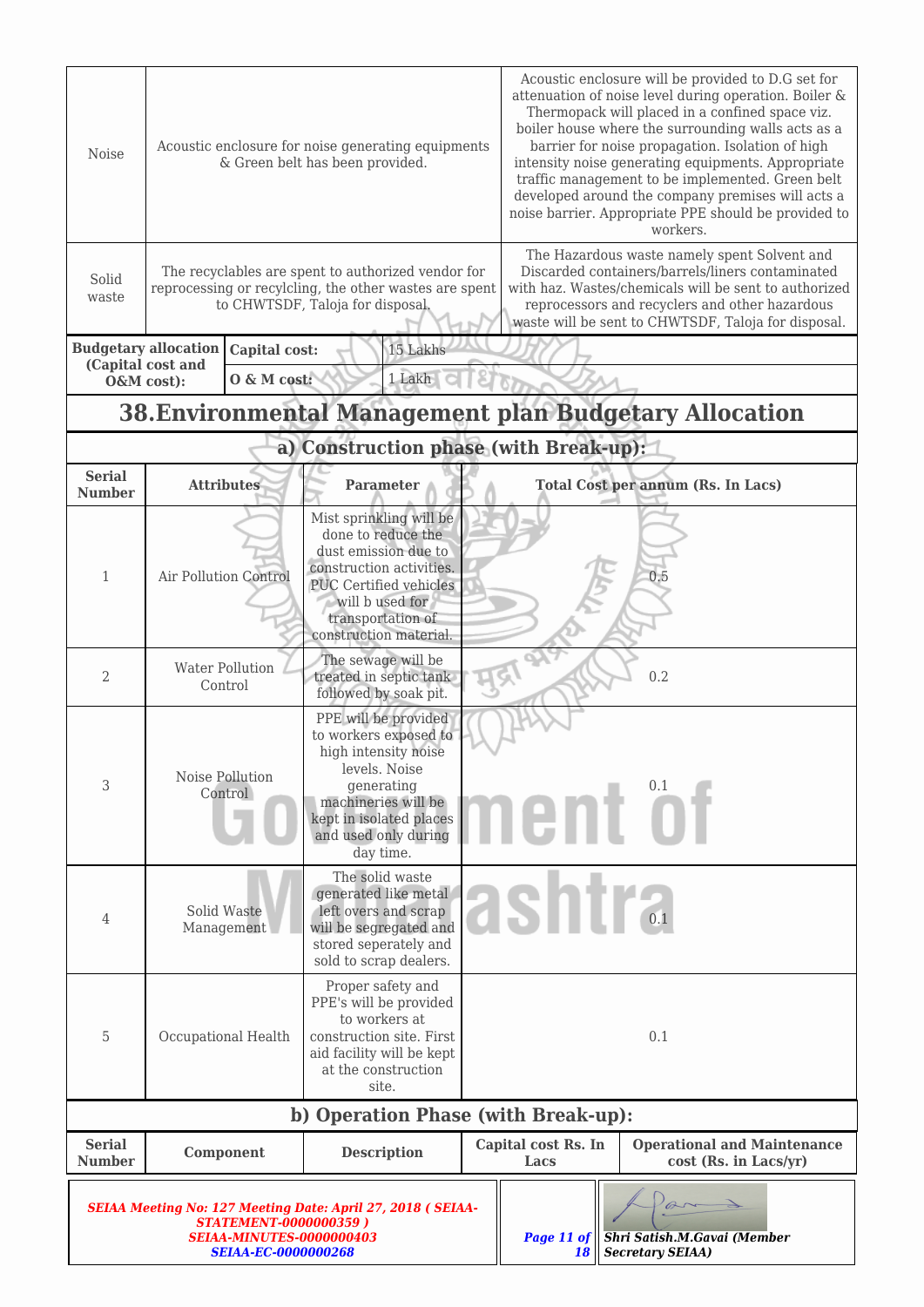| | | |
|---|---|---|
| Noise | Acoustic enclosure for noise generating equipments & Green belt has been provided. | Acoustic enclosure will be provided to D.G set for attenuation of noise level during operation. Boiler & Thermopack will placed in a confined space viz. boiler house where the surrounding walls acts as a barrier for noise propagation. Isolation of high intensity noise generating equipments. Appropriate traffic management to be implemented. Green belt developed around the company premises will acts a noise barrier. Appropriate PPE should be provided to workers. |
| Solid waste | The recyclables are spent to authorized vendor for reprocessing or recylcling, the other wastes are spent to CHWTSDF, Taloja for disposal. | The Hazardous waste namely spent Solvent and Discarded containers/barrels/liners contaminated with haz. Wastes/chemicals will be sent to authorized reprocessors and recyclers and other hazardous waste will be sent to CHWTSDF, Taloja for disposal. |

| Budgetary allocation (Capital cost and O&M cost): | Capital cost: | 15 Lakhs |
|---|---|---|
| | O & M cost: | 1 Lakh |

## 38.Environmental Management plan Budgetary Allocation

### a) Construction phase (with Break-up):

| Serial Number | Attributes | Parameter | Total Cost per annum (Rs. In Lacs) |
|---|---|---|---|
| 1 | Air Pollution Control | Mist sprinkling will be done to reduce the dust emission due to construction activities. PUC Certified vehicles will b used for transportation of construction material. | 0.5 |
| 2 | Water Pollution Control | The sewage will be treated in septic tank followed by soak pit. | 0.2 |
| 3 | Noise Pollution Control | PPE will be provided to workers exposed to high intensity noise levels. Noise generating machineries will be kept in isolated places and used only during day time. | 0.1 |
| 4 | Solid Waste Management | The solid waste generated like metal left overs and scrap will be segregated and stored seperately and sold to scrap dealers. | 0.1 |
| 5 | Occupational Health | Proper safety and PPE's will be provided to workers at construction site. First aid facility will be kept at the construction site. | 0.1 |

### b) Operation Phase (with Break-up):

| Serial Number | Component | Description | Capital cost Rs. In Lacs | Operational and Maintenance cost (Rs. in Lacs/yr) |
|---|---|---|---|---|

*SEIAA Meeting No: 127 Meeting Date: April 27, 2018 ( SEIAA-STATEMENT-0000000359 ) SEIAA-MINUTES-0000000403 SEIAA-EC-0000000268*

**Shri Satish.M.Gavai (Member Secretary SEIAA)**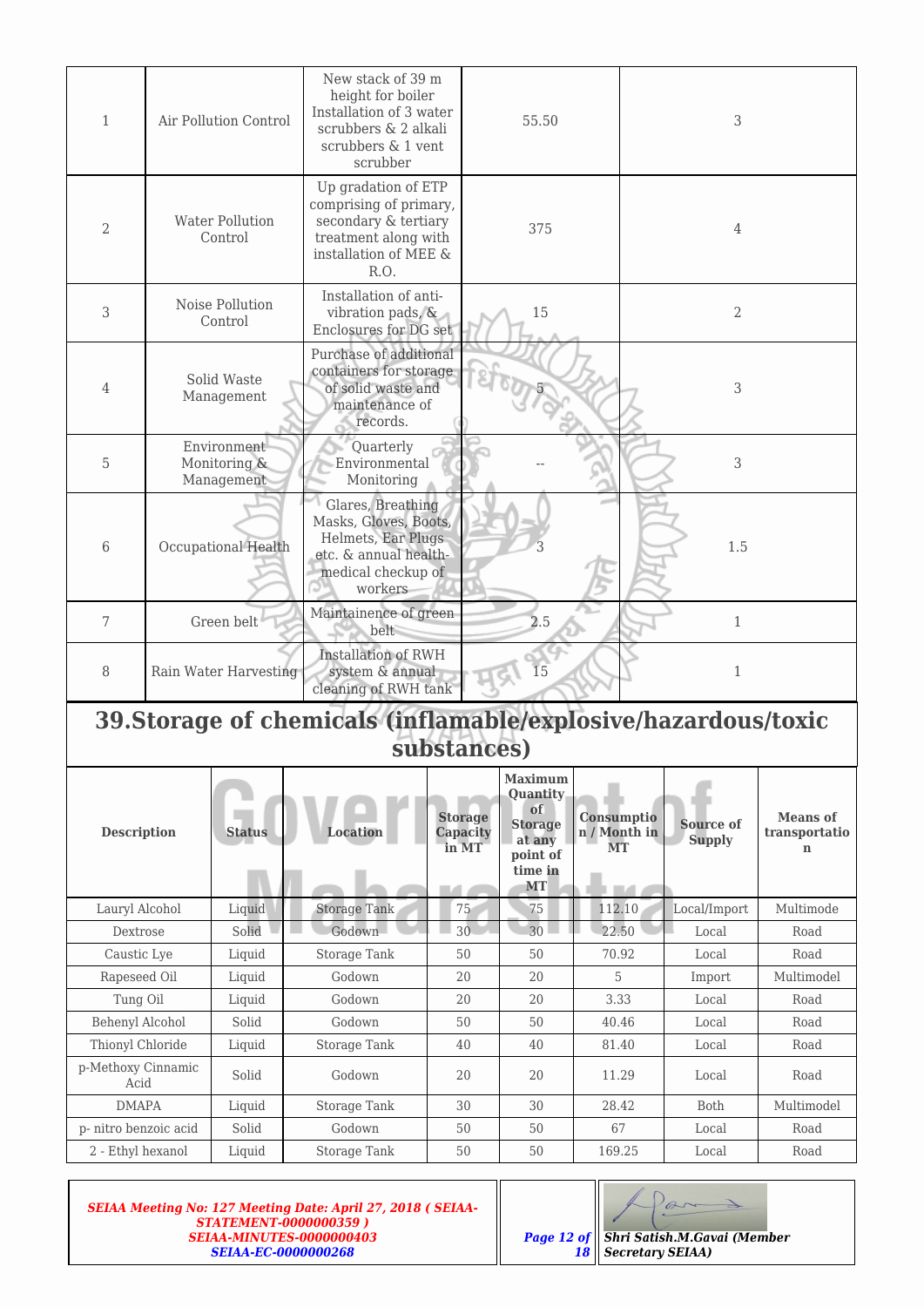| 1 | Air Pollution Control | New stack of 39 m height for boiler Installation of 3 water scrubbers & 2 alkali scrubbers & 1 vent scrubber | 55.50 | 3 |
|---|---|---|---|---|
| 2 | Water Pollution Control | Up gradation of ETP comprising of primary, secondary & tertiary treatment along with installation of MEE & R.O. | 375 | 4 |
| 3 | Noise Pollution Control | Installation of anti-vibration pads, & Enclosures for DG set | 15 | 2 |
| 4 | Solid Waste Management | Purchase of additional containers for storage of solid waste and maintenance of records. | 5 | 3 |
| 5 | Environment Monitoring & Management | Quarterly Environmental Monitoring | -- | 3 |
| 6 | Occupational Health | Glares, Breathing Masks, Gloves, Boots, Helmets, Ear Plugs etc. & annual health-medical checkup of workers | 3 | 1.5 |
| 7 | Green belt | Maintainence of green belt | 2.5 | 1 |
| 8 | Rain Water Harvesting | Installation of RWH system & annual cleaning of RWH tank | 15 | 1 |

## 39.Storage of chemicals (inflamable/explosive/hazardous/toxic substances)

| Description | Status | Location | Storage Capacity in MT | Maximum Quantity of Storage at any point of time in MT | Consumption / Month in MT | Source of Supply | Means of transportation |
|---|---|---|---|---|---|---|---|
| Lauryl Alcohol | Liquid | Storage Tank | 75 | 75 | 112.10 | Local/Import | Multimode |
| Dextrose | Solid | Godown | 30 | 30 | 22.50 | Local | Road |
| Caustic Lye | Liquid | Storage Tank | 50 | 50 | 70.92 | Local | Road |
| Rapeseed Oil | Liquid | Godown | 20 | 20 | 5 | Import | Multimodel |
| Tung Oil | Liquid | Godown | 20 | 20 | 3.33 | Local | Road |
| Behenyl Alcohol | Solid | Godown | 50 | 50 | 40.46 | Local | Road |
| Thionyl Chloride | Liquid | Storage Tank | 40 | 40 | 81.40 | Local | Road |
| p-Methoxy Cinnamic Acid | Solid | Godown | 20 | 20 | 11.29 | Local | Road |
| DMAPA | Liquid | Storage Tank | 30 | 30 | 28.42 | Both | Multimodel |
| p- nitro benzoic acid | Solid | Godown | 50 | 50 | 67 | Local | Road |
| 2 - Ethyl hexanol | Liquid | Storage Tank | 50 | 50 | 169.25 | Local | Road |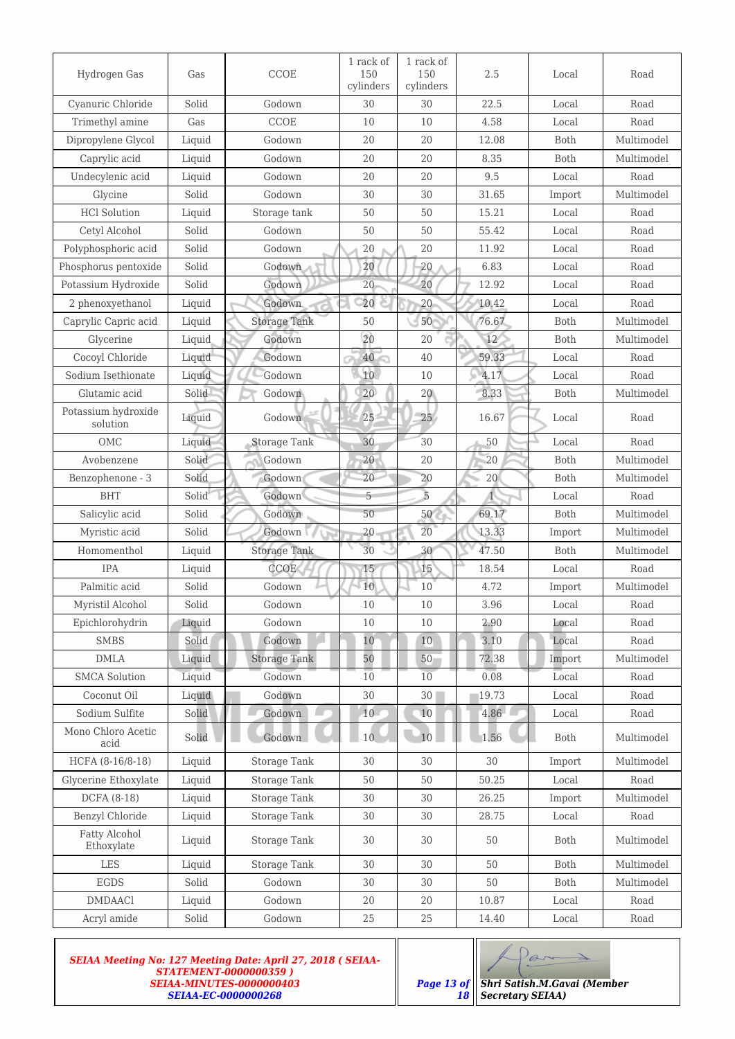| Hydrogen Gas | Gas | CCOE | 1 rack of 150 cylinders | 1 rack of 150 cylinders | 2.5 | Local | Road |
|---|---|---|---|---|---|---|---|
| Cyanuric Chloride | Solid | Godown | 30 | 30 | 22.5 | Local | Road |
| Trimethyl amine | Gas | CCOE | 10 | 10 | 4.58 | Local | Road |
| Dipropylene Glycol | Liquid | Godown | 20 | 20 | 12.08 | Both | Multimodel |
| Caprylic acid | Liquid | Godown | 20 | 20 | 8.35 | Both | Multimodel |
| Undecylenic acid | Liquid | Godown | 20 | 20 | 9.5 | Local | Road |
| Glycine | Solid | Godown | 30 | 30 | 31.65 | Import | Multimodel |
| HCl Solution | Liquid | Storage tank | 50 | 50 | 15.21 | Local | Road |
| Cetyl Alcohol | Solid | Godown | 50 | 50 | 55.42 | Local | Road |
| Polyphosphoric acid | Solid | Godown | 20 | 20 | 11.92 | Local | Road |
| Phosphorus pentoxide | Solid | Godown | 20 | 20 | 6.83 | Local | Road |
| Potassium Hydroxide | Solid | Godown | 20 | 20 | 12.92 | Local | Road |
| 2 phenoxyethanol | Liquid | Godown | 20 | 20 | 10.42 | Local | Road |
| Caprylic Capric acid | Liquid | Storage Tank | 50 | 50 | 76.67 | Both | Multimodel |
| Glycerine | Liquid | Godown | 20 | 20 | 12 | Both | Multimodel |
| Cocoyl Chloride | Liquid | Godown | 40 | 40 | 59.33 | Local | Road |
| Sodium Isethionate | Liquid | Godown | 10 | 10 | 4.17 | Local | Road |
| Glutamic acid | Solid | Godown | 20 | 20 | 8.33 | Both | Multimodel |
| Potassium hydroxide solution | Liquid | Godown | 25 | 25 | 16.67 | Local | Road |
| OMC | Liquid | Storage Tank | 30 | 30 | 50 | Local | Road |
| Avobenzene | Solid | Godown | 20 | 20 | 20 | Both | Multimodel |
| Benzophenone - 3 | Solid | Godown | 20 | 20 | 20 | Both | Multimodel |
| BHT | Solid | Godown | 5 | 5 | 1 | Local | Road |
| Salicylic acid | Solid | Godown | 50 | 50 | 69.17 | Both | Multimodel |
| Myristic acid | Solid | Godown | 20 | 20 | 13.33 | Import | Multimodel |
| Homomenthol | Liquid | Storage Tank | 30 | 30 | 47.50 | Both | Multimodel |
| IPA | Liquid | CCOE | 15 | 15 | 18.54 | Local | Road |
| Palmitic acid | Solid | Godown | 10 | 10 | 4.72 | Import | Multimodel |
| Myristil Alcohol | Solid | Godown | 10 | 10 | 3.96 | Local | Road |
| Epichlorohydrin | Liquid | Godown | 10 | 10 | 2.90 | Local | Road |
| SMBS | Solid | Godown | 10 | 10 | 3.10 | Local | Road |
| DMLA | Liquid | Storage Tank | 50 | 50 | 72.38 | Import | Multimodel |
| SMCA Solution | Liquid | Godown | 10 | 10 | 0.08 | Local | Road |
| Coconut Oil | Liquid | Godown | 30 | 30 | 19.73 | Local | Road |
| Sodium Sulfite | Solid | Godown | 10 | 10 | 4.86 | Local | Road |
| Mono Chloro Acetic acid | Solid | Godown | 10 | 10 | 1.56 | Both | Multimodel |
| HCFA (8-16/8-18) | Liquid | Storage Tank | 30 | 30 | 30 | Import | Multimodel |
| Glycerine Ethoxylate | Liquid | Storage Tank | 50 | 50 | 50.25 | Local | Road |
| DCFA (8-18) | Liquid | Storage Tank | 30 | 30 | 26.25 | Import | Multimodel |
| Benzyl Chloride | Liquid | Storage Tank | 30 | 30 | 28.75 | Local | Road |
| Fatty Alcohol Ethoxylate | Liquid | Storage Tank | 30 | 30 | 50 | Both | Multimodel |
| LES | Liquid | Storage Tank | 30 | 30 | 50 | Both | Multimodel |
| EGDS | Solid | Godown | 30 | 30 | 50 | Both | Multimodel |
| DMDAACl | Liquid | Godown | 20 | 20 | 10.87 | Local | Road |
| Acryl amide | Solid | Godown | 25 | 25 | 14.40 | Local | Road |

*SEIAA Meeting No: 127 Meeting Date: April 27, 2018 ( SEIAA-STATEMENT-0000000359 ) SEIAA-MINUTES-0000000403 SEIAA-EC-0000000268*

**Shri Satish.M.Gavai (Member Secretary SEIAA)**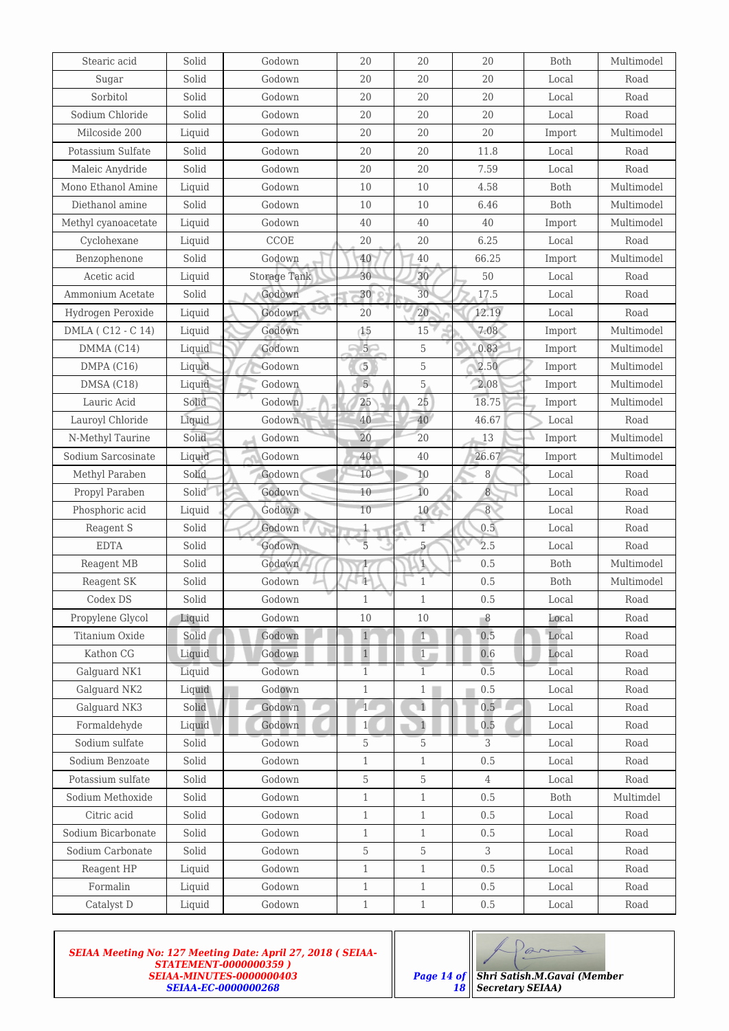| Stearic acid | Solid | Godown | 20 | 20 | 20 | Both | Multimodel |
|---|---|---|---|---|---|---|---|
| Sugar | Solid | Godown | 20 | 20 | 20 | Local | Road |
| Sorbitol | Solid | Godown | 20 | 20 | 20 | Local | Road |
| Sodium Chloride | Solid | Godown | 20 | 20 | 20 | Local | Road |
| Milcoside 200 | Liquid | Godown | 20 | 20 | 20 | Import | Multimodel |
| Potassium Sulfate | Solid | Godown | 20 | 20 | 11.8 | Local | Road |
| Maleic Anydride | Solid | Godown | 20 | 20 | 7.59 | Local | Road |
| Mono Ethanol Amine | Liquid | Godown | 10 | 10 | 4.58 | Both | Multimodel |
| Diethanol amine | Solid | Godown | 10 | 10 | 6.46 | Both | Multimodel |
| Methyl cyanoacetate | Liquid | Godown | 40 | 40 | 40 | Import | Multimodel |
| Cyclohexane | Liquid | CCOE | 20 | 20 | 6.25 | Local | Road |
| Benzophenone | Solid | Godown | 40 | 40 | 66.25 | Import | Multimodel |
| Acetic acid | Liquid | Storage Tank | 30 | 30 | 50 | Local | Road |
| Ammonium Acetate | Solid | Godown | 30 | 30 | 17.5 | Local | Road |
| Hydrogen Peroxide | Liquid | Godown | 20 | 20 | 12.19 | Local | Road |
| DMLA ( C12 - C 14) | Liquid | Godown | 15 | 15 | 7.08 | Import | Multimodel |
| DMMA (C14) | Liquid | Godown | 5 | 5 | 0.83 | Import | Multimodel |
| DMPA (C16) | Liquid | Godown | 5 | 5 | 2.50 | Import | Multimodel |
| DMSA (C18) | Liquid | Godown | 5 | 5 | 2.08 | Import | Multimodel |
| Lauric Acid | Solid | Godown | 25 | 25 | 18.75 | Import | Multimodel |
| Lauroyl Chloride | Liquid | Godown | 40 | 40 | 46.67 | Local | Road |
| N-Methyl Taurine | Solid | Godown | 20 | 20 | 13 | Import | Multimodel |
| Sodium Sarcosinate | Liquid | Godown | 40 | 40 | 26.67 | Import | Multimodel |
| Methyl Paraben | Solid | Godown | 10 | 10 | 8 | Local | Road |
| Propyl Paraben | Solid | Godown | 10 | 10 | 8 | Local | Road |
| Phosphoric acid | Liquid | Godown | 10 | 10 | 8 | Local | Road |
| Reagent S | Solid | Godown | 1 | 1 | 0.5 | Local | Road |
| EDTA | Solid | Godown | 5 | 5 | 2.5 | Local | Road |
| Reagent MB | Solid | Godown | 1 | 1 | 0.5 | Both | Multimodel |
| Reagent SK | Solid | Godown | 1 | 1 | 0.5 | Both | Multimodel |
| Codex DS | Solid | Godown | 1 | 1 | 0.5 | Local | Road |
| Propylene Glycol | Liquid | Godown | 10 | 10 | 8 | Local | Road |
| Titanium Oxide | Solid | Godown | 1 | 1 | 0.5 | Local | Road |
| Kathon CG | Liquid | Godown | 1 | 1 | 0.6 | Local | Road |
| Galguard NK1 | Liquid | Godown | 1 | 1 | 0.5 | Local | Road |
| Galguard NK2 | Liquid | Godown | 1 | 1 | 0.5 | Local | Road |
| Galguard NK3 | Solid | Godown | 1 | 1 | 0.5 | Local | Road |
| Formaldehyde | Liquid | Godown | 1 | 1 | 0.5 | Local | Road |
| Sodium sulfate | Solid | Godown | 5 | 5 | 3 | Local | Road |
| Sodium Benzoate | Solid | Godown | 1 | 1 | 0.5 | Local | Road |
| Potassium sulfate | Solid | Godown | 5 | 5 | 4 | Local | Road |
| Sodium Methoxide | Solid | Godown | 1 | 1 | 0.5 | Both | Multimdel |
| Citric acid | Solid | Godown | 1 | 1 | 0.5 | Local | Road |
| Sodium Bicarbonate | Solid | Godown | 1 | 1 | 0.5 | Local | Road |
| Sodium Carbonate | Solid | Godown | 5 | 5 | 3 | Local | Road |
| Reagent HP | Liquid | Godown | 1 | 1 | 0.5 | Local | Road |
| Formalin | Liquid | Godown | 1 | 1 | 0.5 | Local | Road |
| Catalyst D | Liquid | Godown | 1 | 1 | 0.5 | Local | Road |

*SEIAA Meeting No: 127 Meeting Date: April 27, 2018 ( SEIAA-STATEMENT-0000000359 ) SEIAA-MINUTES-0000000403 SEIAA-EC-0000000268*

**Shri Satish.M.Gavai (Member Secretary SEIAA)**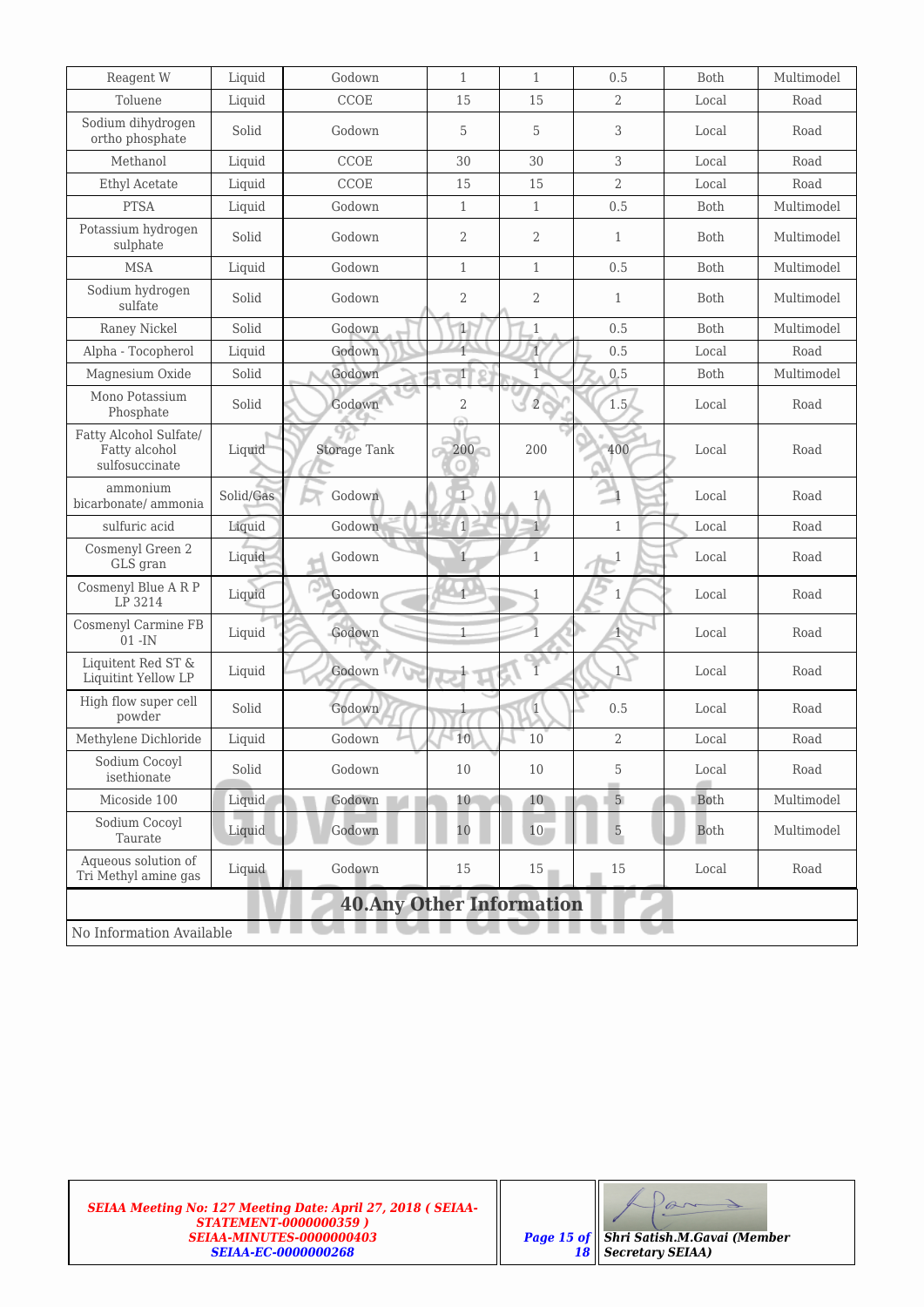| Reagent W | Liquid | Godown | 1 | 1 | 0.5 | Both | Multimodel |
|---|---|---|---|---|---|---|---|
| Toluene | Liquid | CCOE | 15 | 15 | 2 | Local | Road |
| Sodium dihydrogen ortho phosphate | Solid | Godown | 5 | 5 | 3 | Local | Road |
| Methanol | Liquid | CCOE | 30 | 30 | 3 | Local | Road |
| Ethyl Acetate | Liquid | CCOE | 15 | 15 | 2 | Local | Road |
| PTSA | Liquid | Godown | 1 | 1 | 0.5 | Both | Multimodel |
| Potassium hydrogen sulphate | Solid | Godown | 2 | 2 | 1 | Both | Multimodel |
| MSA | Liquid | Godown | 1 | 1 | 0.5 | Both | Multimodel |
| Sodium hydrogen sulfate | Solid | Godown | 2 | 2 | 1 | Both | Multimodel |
| Raney Nickel | Solid | Godown | 1 | 1 | 0.5 | Both | Multimodel |
| Alpha - Tocopherol | Liquid | Godown | 1 | 1 | 0.5 | Local | Road |
| Magnesium Oxide | Solid | Godown | 1 | 1 | 0.5 | Both | Multimodel |
| Mono Potassium Phosphate | Solid | Godown | 2 | 2 | 1.5 | Local | Road |
| Fatty Alcohol Sulfate/ Fatty alcohol sulfosuccinate | Liquid | Storage Tank | 200 | 200 | 400 | Local | Road |
| ammonium bicarbonate/ ammonia | Solid/Gas | Godown | 1 | 1 | 1 | Local | Road |
| sulfuric acid | Liquid | Godown | 1 | 1 | 1 | Local | Road |
| Cosmenyl Green 2 GLS gran | Liquid | Godown | 1 | 1 | 1 | Local | Road |
| Cosmenyl Blue A R P LP 3214 | Liquid | Godown | 1 | 1 | 1 | Local | Road |
| Cosmenyl Carmine FB 01 -IN | Liquid | Godown | 1 | 1 | 1 | Local | Road |
| Liquitent Red ST & Liquitint Yellow LP | Liquid | Godown | 1 | 1 | 1 | Local | Road |
| High flow super cell powder | Solid | Godown | 1 | 1 | 0.5 | Local | Road |
| Methylene Dichloride | Liquid | Godown | 10 | 10 | 2 | Local | Road |
| Sodium Cocoyl isethionate | Solid | Godown | 10 | 10 | 5 | Local | Road |
| Micoside 100 | Liquid | Godown | 10 | 10 | 5 | Both | Multimodel |
| Sodium Cocoyl Taurate | Liquid | Godown | 10 | 10 | 5 | Both | Multimodel |
| Aqueous solution of Tri Methyl amine gas | Liquid | Godown | 15 | 15 | 15 | Local | Road |

## 40.Any Other Information

No Information Available

| *SEIAA Meeting No: 127 Meeting Date: April 27, 2018 ( SEIAA-STATEMENT-0000000359 ) SEIAA-MINUTES-0000000403 SEIAA-EC-0000000268* | | **Shri Satish.M.Gavai (Member Secretary SEIAA)** |
|---|---|---|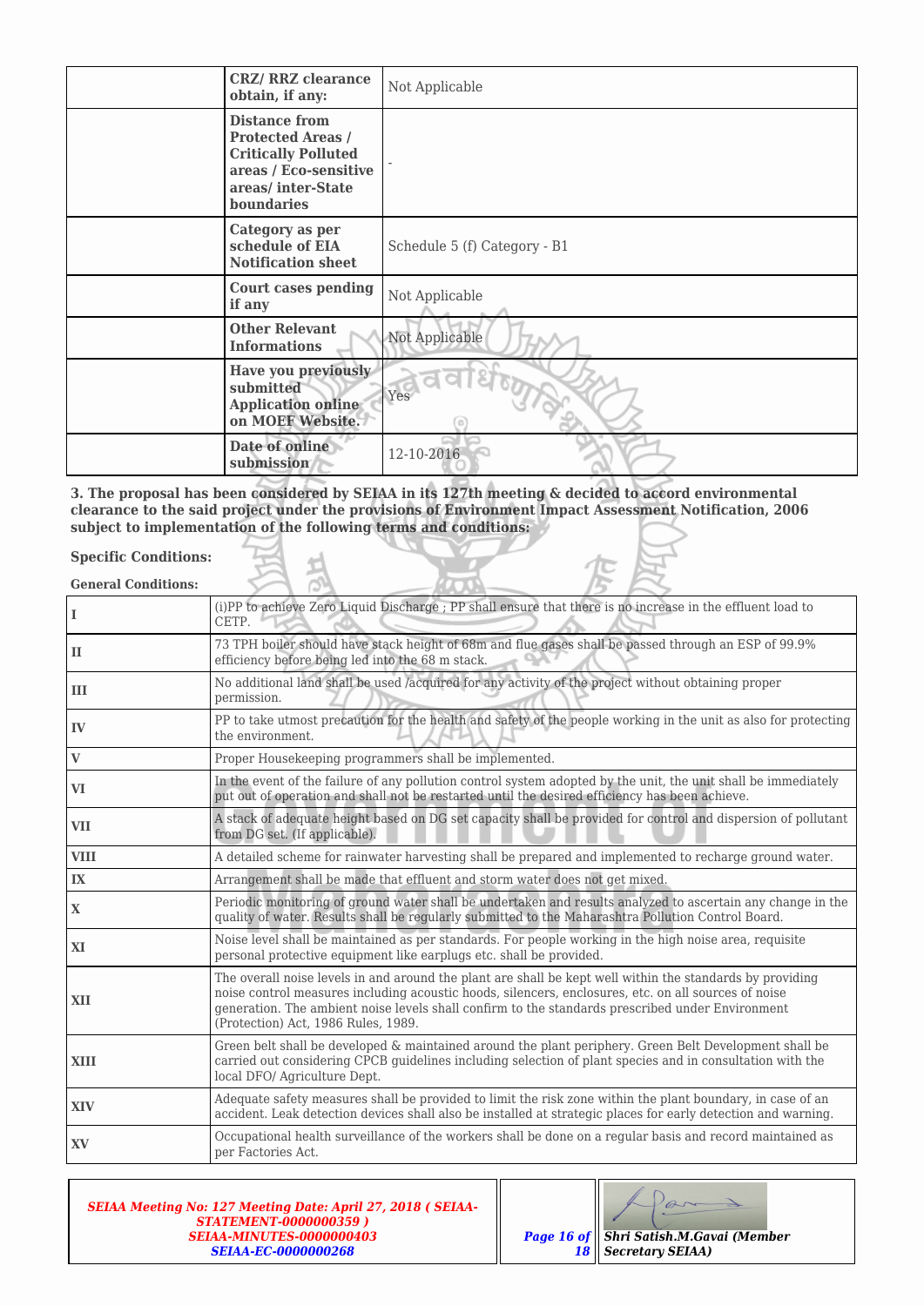|  | CRZ/ RRZ clearance obtain, if any: | Not Applicable |
|---|---|---|
|  | Distance from Protected Areas / Critically Polluted areas / Eco-sensitive areas/ inter-State boundaries | - |
|  | Category as per schedule of EIA Notification sheet | Schedule 5 (f) Category - B1 |
|  | Court cases pending if any | Not Applicable |
|  | Other Relevant Informations | Not Applicable |
|  | Have you previously submitted Application online on MOEF Website. | Yes |
|  | Date of online submission | 12-10-2016 |

**3. The proposal has been considered by SEIAA in its 127th meeting & decided to accord environmental clearance to the said project under the provisions of Environment Impact Assessment Notification, 2006 subject to implementation of the following terms and conditions:**

**Specific Conditions:**

**General Conditions:**

| I | (i)PP to achieve Zero Liquid Discharge ; PP shall ensure that there is no increase in the effluent load to CETP. |
|---|---|
| II | 73 TPH boiler should have stack height of 68m and flue gases shall be passed through an ESP of 99.9% efficiency before being led into the 68 m stack. |
| III | No additional land shall be used /acquired for any activity of the project without obtaining proper permission. |
| IV | PP to take utmost precaution for the health and safety of the people working in the unit as also for protecting the environment. |
| V | Proper Housekeeping programmers shall be implemented. |
| VI | In the event of the failure of any pollution control system adopted by the unit, the unit shall be immediately put out of operation and shall not be restarted until the desired efficiency has been achieve. |
| VII | A stack of adequate height based on DG set capacity shall be provided for control and dispersion of pollutant from DG set. (If applicable). |
| VIII | A detailed scheme for rainwater harvesting shall be prepared and implemented to recharge ground water. |
| IX | Arrangement shall be made that effluent and storm water does not get mixed. |
| X | Periodic monitoring of ground water shall be undertaken and results analyzed to ascertain any change in the quality of water. Results shall be regularly submitted to the Maharashtra Pollution Control Board. |
| XI | Noise level shall be maintained as per standards. For people working in the high noise area, requisite personal protective equipment like earplugs etc. shall be provided. |
| XII | The overall noise levels in and around the plant are shall be kept well within the standards by providing noise control measures including acoustic hoods, silencers, enclosures, etc. on all sources of noise generation. The ambient noise levels shall confirm to the standards prescribed under Environment (Protection) Act, 1986 Rules, 1989. |
| XIII | Green belt shall be developed & maintained around the plant periphery. Green Belt Development shall be carried out considering CPCB guidelines including selection of plant species and in consultation with the local DFO/ Agriculture Dept. |
| XIV | Adequate safety measures shall be provided to limit the risk zone within the plant boundary, in case of an accident. Leak detection devices shall also be installed at strategic places for early detection and warning. |
| XV | Occupational health surveillance of the workers shall be done on a regular basis and record maintained as per Factories Act. |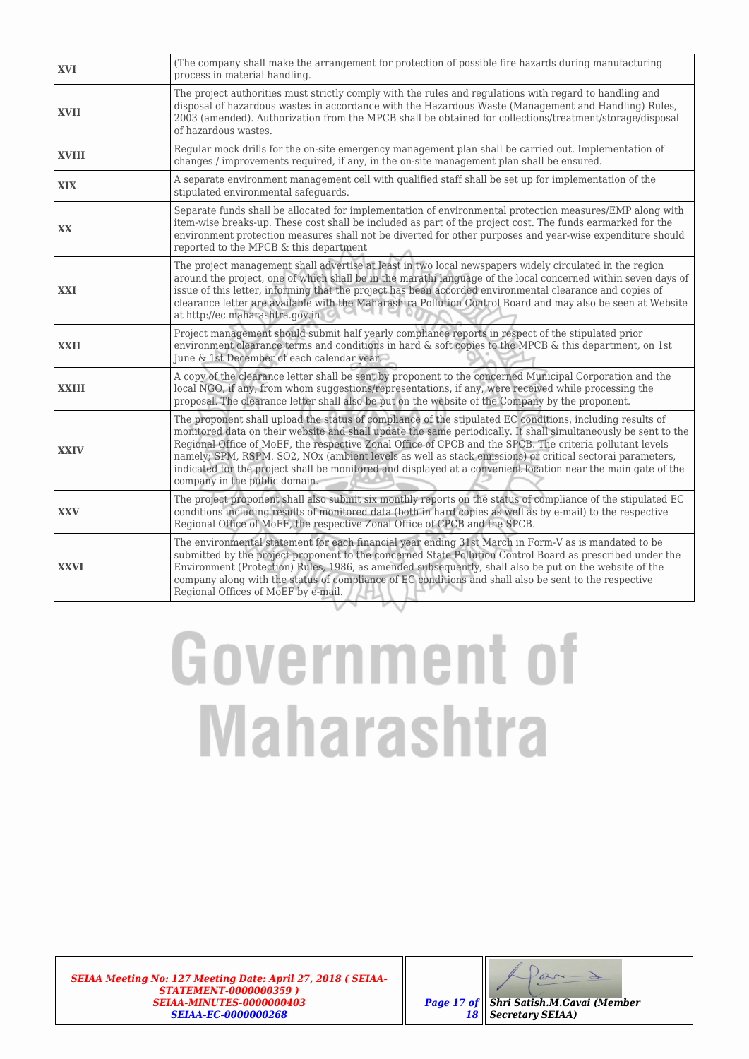| | |
|---|---|
| **XVI** | (The company shall make the arrangement for protection of possible fire hazards during manufacturing process in material handling. |
| **XVII** | The project authorities must strictly comply with the rules and regulations with regard to handling and disposal of hazardous wastes in accordance with the Hazardous Waste (Management and Handling) Rules, 2003 (amended). Authorization from the MPCB shall be obtained for collections/treatment/storage/disposal of hazardous wastes. |
| **XVIII** | Regular mock drills for the on-site emergency management plan shall be carried out. Implementation of changes / improvements required, if any, in the on-site management plan shall be ensured. |
| **XIX** | A separate environment management cell with qualified staff shall be set up for implementation of the stipulated environmental safeguards. |
| **XX** | Separate funds shall be allocated for implementation of environmental protection measures/EMP along with item-wise breaks-up. These cost shall be included as part of the project cost. The funds earmarked for the environment protection measures shall not be diverted for other purposes and year-wise expenditure should reported to the MPCB & this department |
| **XXI** | The project management shall advertise at least in two local newspapers widely circulated in the region around the project, one of which shall be in the marathi language of the local concerned within seven days of issue of this letter, informing that the project has been accorded environmental clearance and copies of clearance letter are available with the Maharashtra Pollution Control Board and may also be seen at Website at http://ec.maharashtra.gov.in |
| **XXII** | Project management should submit half yearly compliance reports in respect of the stipulated prior environment clearance terms and conditions in hard & soft copies to the MPCB & this department, on 1st June & 1st December of each calendar year. |
| **XXIII** | A copy of the clearance letter shall be sent by proponent to the concerned Municipal Corporation and the local NGO, if any, from whom suggestions/representations, if any, were received while processing the proposal. The clearance letter shall also be put on the website of the Company by the proponent. |
| **XXIV** | The proponent shall upload the status of compliance of the stipulated EC conditions, including results of monitored data on their website and shall update the same periodically. It shall simultaneously be sent to the Regional Office of MoEF, the respective Zonal Office of CPCB and the SPCB. The criteria pollutant levels namely; SPM, RSPM. SO2, NOx (ambient levels as well as stack emissions) or critical sectorai parameters, indicated for the project shall be monitored and displayed at a convenient location near the main gate of the company in the public domain. |
| **XXV** | The project proponent shall also submit six monthly reports on the status of compliance of the stipulated EC conditions including results of monitored data (both in hard copies as well as by e-mail) to the respective Regional Office of MoEF, the respective Zonal Office of CPCB and the SPCB. |
| **XXVI** | The environmental statement for each financial year ending 31st March in Form-V as is mandated to be submitted by the project proponent to the concerned State Pollution Control Board as prescribed under the Environment (Protection) Rules, 1986, as amended subsequently, shall also be put on the website of the company along with the status of compliance of EC conditions and shall also be sent to the respective Regional Offices of MoEF by e-mail. |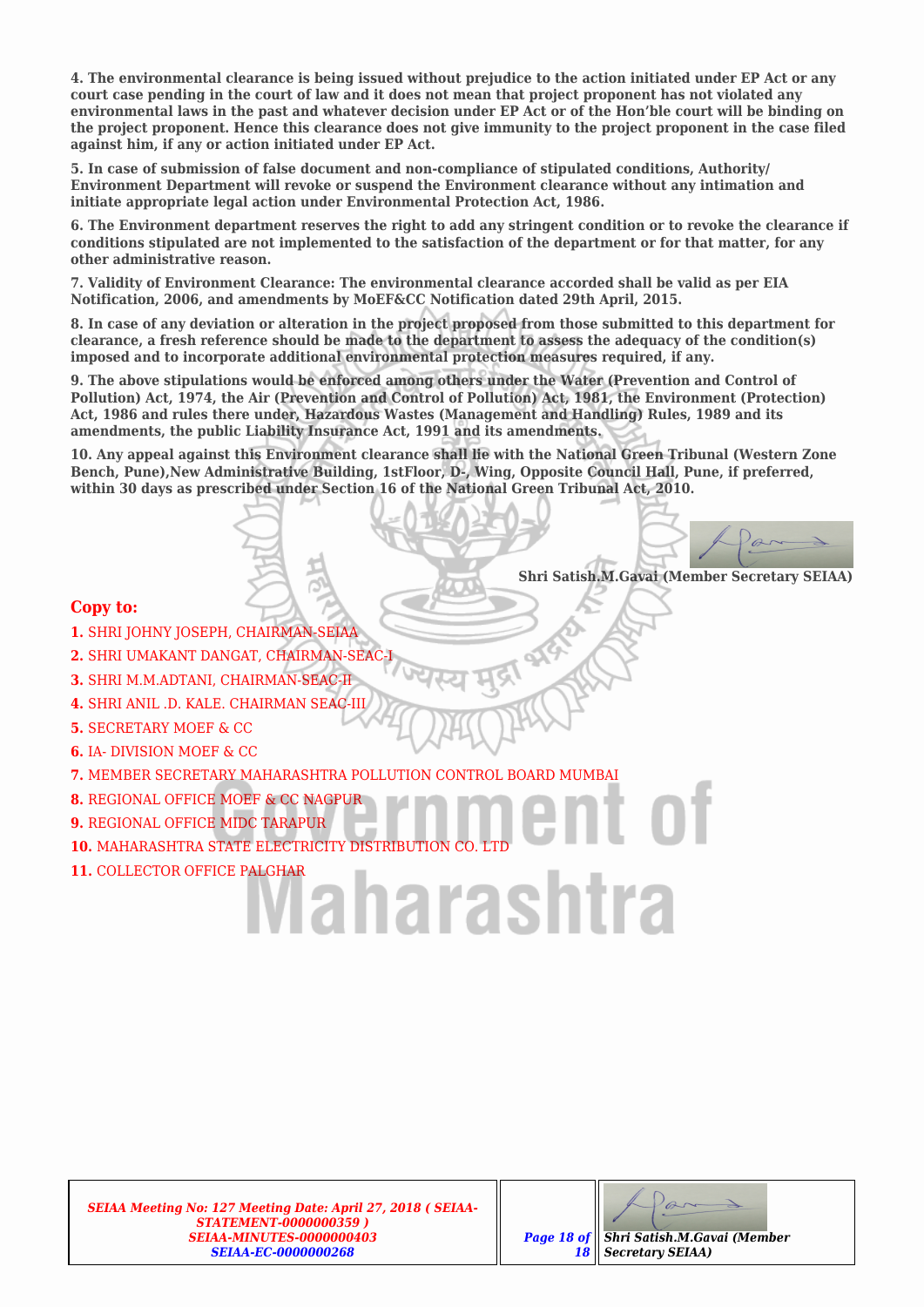**4. The environmental clearance is being issued without prejudice to the action initiated under EP Act or any court case pending in the court of law and it does not mean that project proponent has not violated any environmental laws in the past and whatever decision under EP Act or of the Hon'ble court will be binding on the project proponent. Hence this clearance does not give immunity to the project proponent in the case filed against him, if any or action initiated under EP Act.**

**5. In case of submission of false document and non-compliance of stipulated conditions, Authority/ Environment Department will revoke or suspend the Environment clearance without any intimation and initiate appropriate legal action under Environmental Protection Act, 1986.**

**6. The Environment department reserves the right to add any stringent condition or to revoke the clearance if conditions stipulated are not implemented to the satisfaction of the department or for that matter, for any other administrative reason.**

**7. Validity of Environment Clearance: The environmental clearance accorded shall be valid as per EIA Notification, 2006, and amendments by MoEF&CC Notification dated 29th April, 2015.**

**8. In case of any deviation or alteration in the project proposed from those submitted to this department for clearance, a fresh reference should be made to the department to assess the adequacy of the condition(s) imposed and to incorporate additional environmental protection measures required, if any.**

**9. The above stipulations would be enforced among others under the Water (Prevention and Control of Pollution) Act, 1974, the Air (Prevention and Control of Pollution) Act, 1981, the Environment (Protection) Act, 1986 and rules there under, Hazardous Wastes (Management and Handling) Rules, 1989 and its amendments, the public Liability Insurance Act, 1991 and its amendments.**

**10. Any appeal against this Environment clearance shall lie with the National Green Tribunal (Western Zone Bench, Pune),New Administrative Building, 1stFloor, D-, Wing, Opposite Council Hall, Pune, if preferred, within 30 days as prescribed under Section 16 of the National Green Tribunal Act, 2010.**

**Shri Satish.M.Gavai (Member Secretary SEIAA)**

## Copy to:

1. SHRI JOHNY JOSEPH, CHAIRMAN-SEIAA
2. SHRI UMAKANT DANGAT, CHAIRMAN-SEAC-I
3. SHRI M.M.ADTANI, CHAIRMAN-SEAC-II
4. SHRI ANIL .D. KALE. CHAIRMAN SEAC-III
5. SECRETARY MOEF & CC
6. IA- DIVISION MOEF & CC
7. MEMBER SECRETARY MAHARASHTRA POLLUTION CONTROL BOARD MUMBAI
8. REGIONAL OFFICE MOEF & CC NAGPUR
9. REGIONAL OFFICE MIDC TARAPUR
10. MAHARASHTRA STATE ELECTRICITY DISTRIBUTION CO. LTD
11. COLLECTOR OFFICE PALGHAR